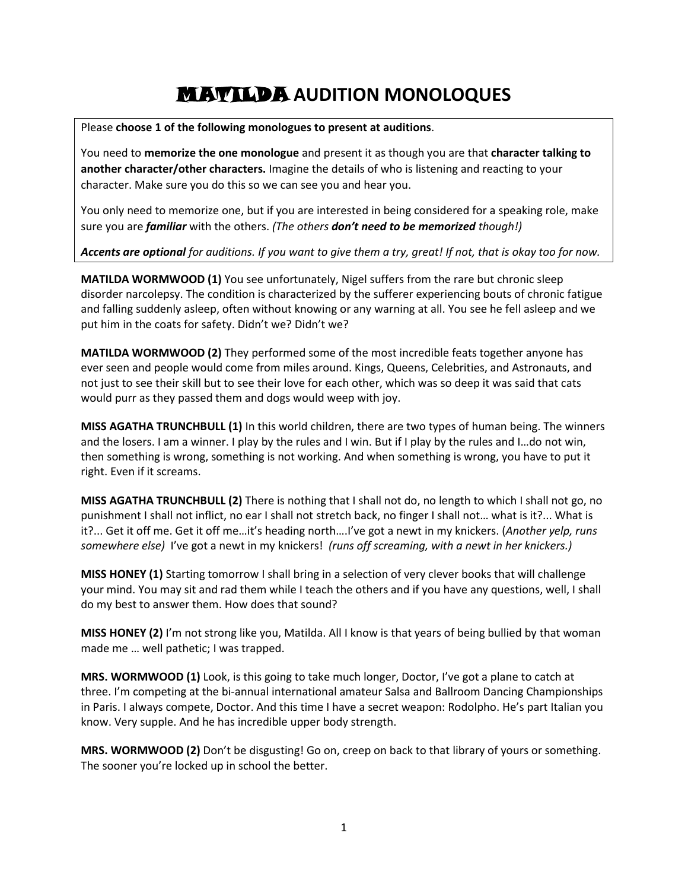# MATILDA AUDITION MONOLOQUES

Please **choose 1 of the following monologues to present at auditions**.

You need to **memorize the one monologue** and present it as though you are that **character talking to another character/other characters.** Imagine the details of who is listening and reacting to your character. Make sure you do this so we can see you and hear you.

You only need to memorize one, but if you are interested in being considered for a speaking role, make sure you are ***familiar*** with the others. *(The others **don't need to be memorized** though!)*

***Accents are optional*** *for auditions. If you want to give them a try, great! If not, that is okay too for now.*

**MATILDA WORMWOOD (1)** You see unfortunately, Nigel suffers from the rare but chronic sleep disorder narcolepsy. The condition is characterized by the sufferer experiencing bouts of chronic fatigue and falling suddenly asleep, often without knowing or any warning at all. You see he fell asleep and we put him in the coats for safety. Didn't we? Didn't we?

**MATILDA WORMWOOD (2)** They performed some of the most incredible feats together anyone has ever seen and people would come from miles around. Kings, Queens, Celebrities, and Astronauts, and not just to see their skill but to see their love for each other, which was so deep it was said that cats would purr as they passed them and dogs would weep with joy.

**MISS AGATHA TRUNCHBULL (1)** In this world children, there are two types of human being. The winners and the losers. I am a winner. I play by the rules and I win. But if I play by the rules and I…do not win, then something is wrong, something is not working. And when something is wrong, you have to put it right. Even if it screams.

**MISS AGATHA TRUNCHBULL (2)** There is nothing that I shall not do, no length to which I shall not go, no punishment I shall not inflict, no ear I shall not stretch back, no finger I shall not… what is it?... What is it?... Get it off me. Get it off me…it's heading north….I've got a newt in my knickers. (*Another yelp, runs somewhere else)* I've got a newt in my knickers! *(runs off screaming, with a newt in her knickers.)*

**MISS HONEY (1)** Starting tomorrow I shall bring in a selection of very clever books that will challenge your mind. You may sit and rad them while I teach the others and if you have any questions, well, I shall do my best to answer them. How does that sound?

**MISS HONEY (2)** I'm not strong like you, Matilda. All I know is that years of being bullied by that woman made me … well pathetic; I was trapped.

**MRS. WORMWOOD (1)** Look, is this going to take much longer, Doctor, I've got a plane to catch at three. I'm competing at the bi-annual international amateur Salsa and Ballroom Dancing Championships in Paris. I always compete, Doctor. And this time I have a secret weapon: Rodolpho. He's part Italian you know. Very supple. And he has incredible upper body strength.

**MRS. WORMWOOD (2)** Don't be disgusting! Go on, creep on back to that library of yours or something. The sooner you're locked up in school the better.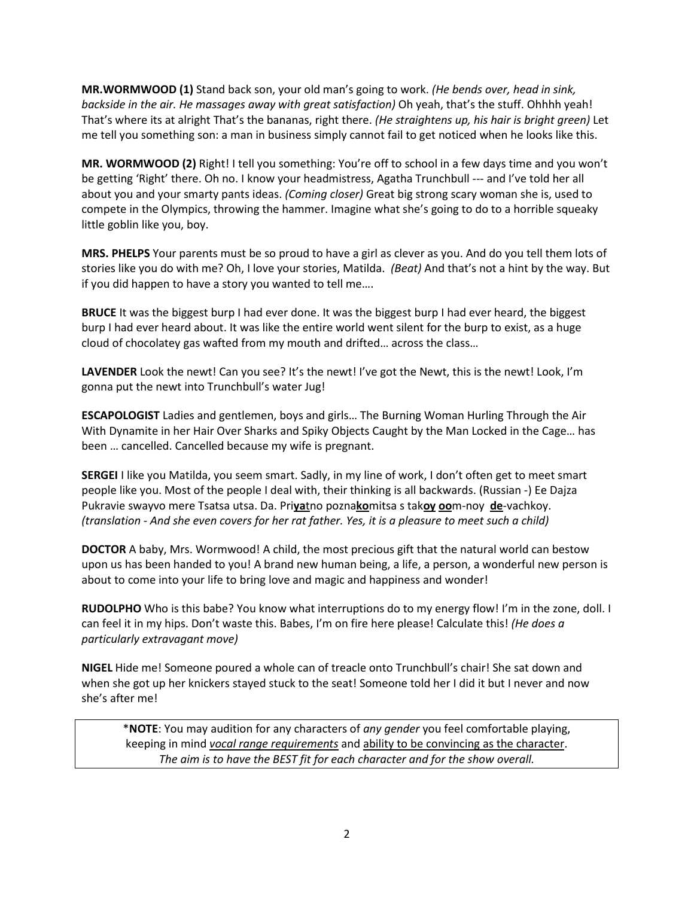**MR.WORMWOOD (1)** Stand back son, your old man's going to work. *(He bends over, head in sink, backside in the air. He massages away with great satisfaction)* Oh yeah, that's the stuff. Ohhhh yeah! That's where its at alright That's the bananas, right there. *(He straightens up, his hair is bright green)* Let me tell you something son: a man in business simply cannot fail to get noticed when he looks like this.

**MR. WORMWOOD (2)** Right! I tell you something: You're off to school in a few days time and you won't be getting 'Right' there. Oh no. I know your headmistress, Agatha Trunchbull --- and I've told her all about you and your smarty pants ideas. *(Coming closer)* Great big strong scary woman she is, used to compete in the Olympics, throwing the hammer. Imagine what she's going to do to a horrible squeaky little goblin like you, boy.

**MRS. PHELPS** Your parents must be so proud to have a girl as clever as you. And do you tell them lots of stories like you do with me? Oh, I love your stories, Matilda. *(Beat)* And that's not a hint by the way. But if you did happen to have a story you wanted to tell me….

**BRUCE** It was the biggest burp I had ever done. It was the biggest burp I had ever heard, the biggest burp I had ever heard about. It was like the entire world went silent for the burp to exist, as a huge cloud of chocolatey gas wafted from my mouth and drifted… across the class…

**LAVENDER** Look the newt! Can you see? It's the newt! I've got the Newt, this is the newt! Look, I'm gonna put the newt into Trunchbull's water Jug!

**ESCAPOLOGIST** Ladies and gentlemen, boys and girls… The Burning Woman Hurling Through the Air With Dynamite in her Hair Over Sharks and Spiky Objects Caught by the Man Locked in the Cage… has been … cancelled. Cancelled because my wife is pregnant.

**SERGEI** I like you Matilda, you seem smart. Sadly, in my line of work, I don't often get to meet smart people like you. Most of the people I deal with, their thinking is all backwards. (Russian -) Ee Dajza Pukravie swayvo mere Tsatsa utsa. Da. Pri**ya**tno pozna**ko**mitsa s tak**oy** **oo**m-noy **de**-vachkoy. *(translation - And she even covers for her rat father. Yes, it is a pleasure to meet such a child)*

**DOCTOR** A baby, Mrs. Wormwood! A child, the most precious gift that the natural world can bestow upon us has been handed to you! A brand new human being, a life, a person, a wonderful new person is about to come into your life to bring love and magic and happiness and wonder!

**RUDOLPHO** Who is this babe? You know what interruptions do to my energy flow! I'm in the zone, doll. I can feel it in my hips. Don't waste this. Babes, I'm on fire here please! Calculate this! *(He does a particularly extravagant move)*

**NIGEL** Hide me! Someone poured a whole can of treacle onto Trunchbull's chair! She sat down and when she got up her knickers stayed stuck to the seat! Someone told her I did it but I never and now she's after me!

*__NOTE__: You may audition for any characters of *any gender* you feel comfortable playing, keeping in mind <u>*vocal range requirements*</u> and <u>ability to be convincing as the character</u>. *The aim is to have the BEST fit for each character and for the show overall.*